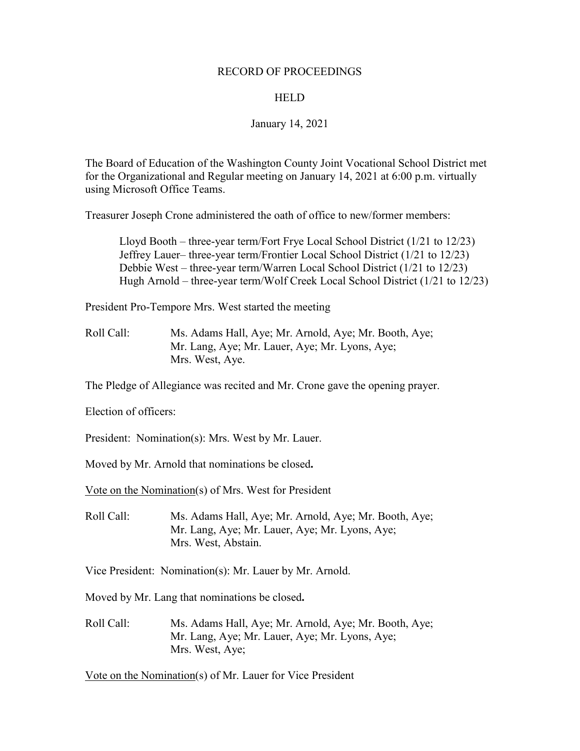RECORD OF PROCEEDINGS

HELD

January 14, 2021

The Board of Education of the Washington County Joint Vocational School District met for the Organizational and Regular meeting on January 14, 2021 at 6:00 p.m. virtually using Microsoft Office Teams.

Treasurer Joseph Crone administered the oath of office to new/former members:

> Lloyd Booth – three-year term/Fort Frye Local School District (1/21 to 12/23)
> Jeffrey Lauer– three-year term/Frontier Local School District (1/21 to 12/23)
> Debbie West – three-year term/Warren Local School District (1/21 to 12/23)
> Hugh Arnold – three-year term/Wolf Creek Local School District (1/21 to 12/23)

President Pro-Tempore Mrs. West started the meeting

Roll Call: Ms. Adams Hall, Aye; Mr. Arnold, Aye; Mr. Booth, Aye; Mr. Lang, Aye; Mr. Lauer, Aye; Mr. Lyons, Aye; Mrs. West, Aye.

The Pledge of Allegiance was recited and Mr. Crone gave the opening prayer.

Election of officers:

President: Nomination(s): Mrs. West by Mr. Lauer.

Moved by Mr. Arnold that nominations be closed**.**

<u>Vote on the Nomination</u>(s) of Mrs. West for President

Roll Call: Ms. Adams Hall, Aye; Mr. Arnold, Aye; Mr. Booth, Aye; Mr. Lang, Aye; Mr. Lauer, Aye; Mr. Lyons, Aye; Mrs. West, Abstain.

Vice President: Nomination(s): Mr. Lauer by Mr. Arnold.

Moved by Mr. Lang that nominations be closed**.**

Roll Call: Ms. Adams Hall, Aye; Mr. Arnold, Aye; Mr. Booth, Aye; Mr. Lang, Aye; Mr. Lauer, Aye; Mr. Lyons, Aye; Mrs. West, Aye;

<u>Vote on the Nomination</u>(s) of Mr. Lauer for Vice President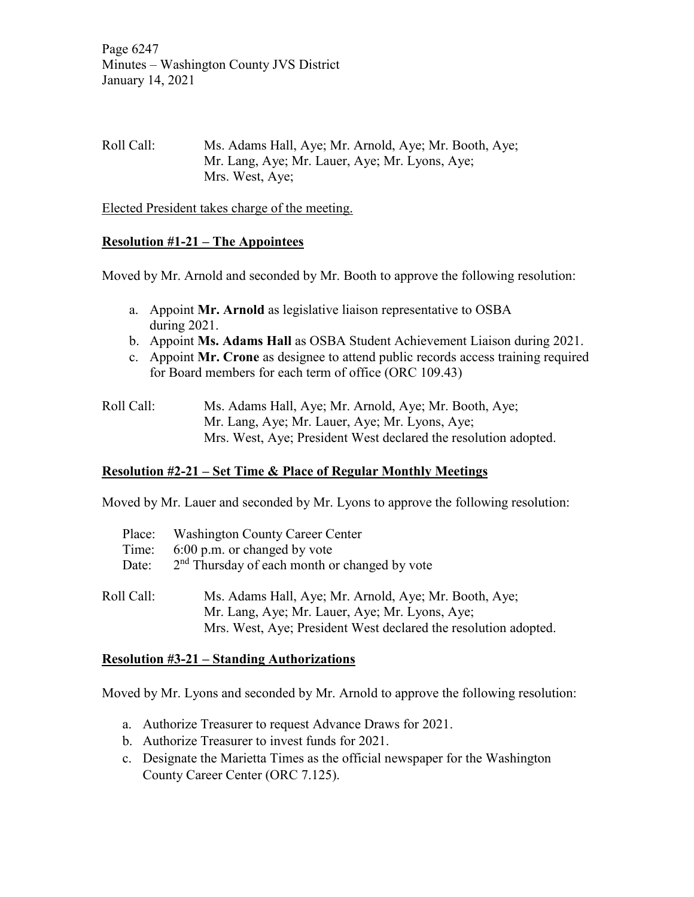Roll Call: Ms. Adams Hall, Aye; Mr. Arnold, Aye; Mr. Booth, Aye; Mr. Lang, Aye; Mr. Lauer, Aye; Mr. Lyons, Aye; Mrs. West, Aye;

Elected President takes charge of the meeting.

**Resolution #1-21 – The Appointees**

Moved by Mr. Arnold and seconded by Mr. Booth to approve the following resolution:

a. Appoint **Mr. Arnold** as legislative liaison representative to OSBA during 2021.
b. Appoint **Ms. Adams Hall** as OSBA Student Achievement Liaison during 2021.
c. Appoint **Mr. Crone** as designee to attend public records access training required for Board members for each term of office (ORC 109.43)

Roll Call: Ms. Adams Hall, Aye; Mr. Arnold, Aye; Mr. Booth, Aye; Mr. Lang, Aye; Mr. Lauer, Aye; Mr. Lyons, Aye; Mrs. West, Aye; President West declared the resolution adopted.

**Resolution #2-21 – Set Time & Place of Regular Monthly Meetings**

Moved by Mr. Lauer and seconded by Mr. Lyons to approve the following resolution:

Place: Washington County Career Center
Time: 6:00 p.m. or changed by vote
Date: 2nd Thursday of each month or changed by vote

Roll Call: Ms. Adams Hall, Aye; Mr. Arnold, Aye; Mr. Booth, Aye; Mr. Lang, Aye; Mr. Lauer, Aye; Mr. Lyons, Aye; Mrs. West, Aye; President West declared the resolution adopted.

**Resolution #3-21 – Standing Authorizations**

Moved by Mr. Lyons and seconded by Mr. Arnold to approve the following resolution:

a. Authorize Treasurer to request Advance Draws for 2021.
b. Authorize Treasurer to invest funds for 2021.
c. Designate the Marietta Times as the official newspaper for the Washington County Career Center (ORC 7.125).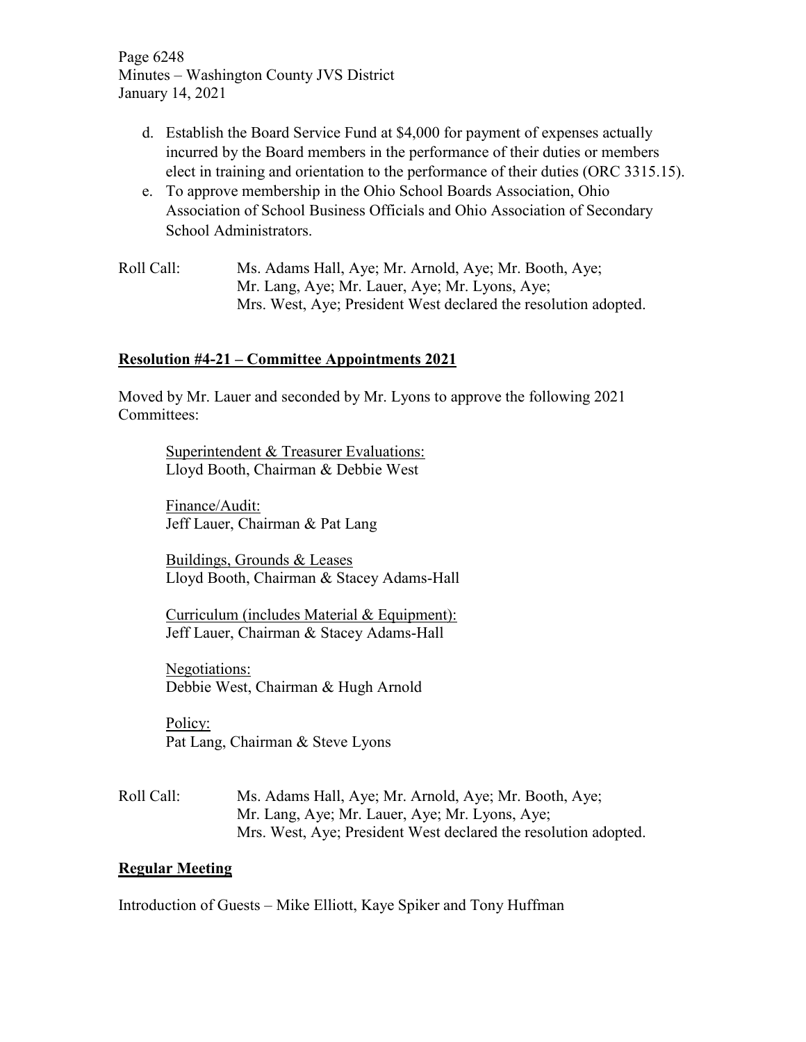d. Establish the Board Service Fund at $4,000 for payment of expenses actually incurred by the Board members in the performance of their duties or members elect in training and orientation to the performance of their duties (ORC 3315.15).

e. To approve membership in the Ohio School Boards Association, Ohio Association of School Business Officials and Ohio Association of Secondary School Administrators.

Roll Call: Ms. Adams Hall, Aye; Mr. Arnold, Aye; Mr. Booth, Aye; Mr. Lang, Aye; Mr. Lauer, Aye; Mr. Lyons, Aye; Mrs. West, Aye; President West declared the resolution adopted.

## Resolution #4-21 – Committee Appointments 2021

Moved by Mr. Lauer and seconded by Mr. Lyons to approve the following 2021 Committees:

Superintendent & Treasurer Evaluations:
Lloyd Booth, Chairman & Debbie West

Finance/Audit:
Jeff Lauer, Chairman & Pat Lang

Buildings, Grounds & Leases
Lloyd Booth, Chairman & Stacey Adams-Hall

Curriculum (includes Material & Equipment):
Jeff Lauer, Chairman & Stacey Adams-Hall

Negotiations:
Debbie West, Chairman & Hugh Arnold

Policy:
Pat Lang, Chairman & Steve Lyons

Roll Call: Ms. Adams Hall, Aye; Mr. Arnold, Aye; Mr. Booth, Aye; Mr. Lang, Aye; Mr. Lauer, Aye; Mr. Lyons, Aye; Mrs. West, Aye; President West declared the resolution adopted.

## Regular Meeting

Introduction of Guests – Mike Elliott, Kaye Spiker and Tony Huffman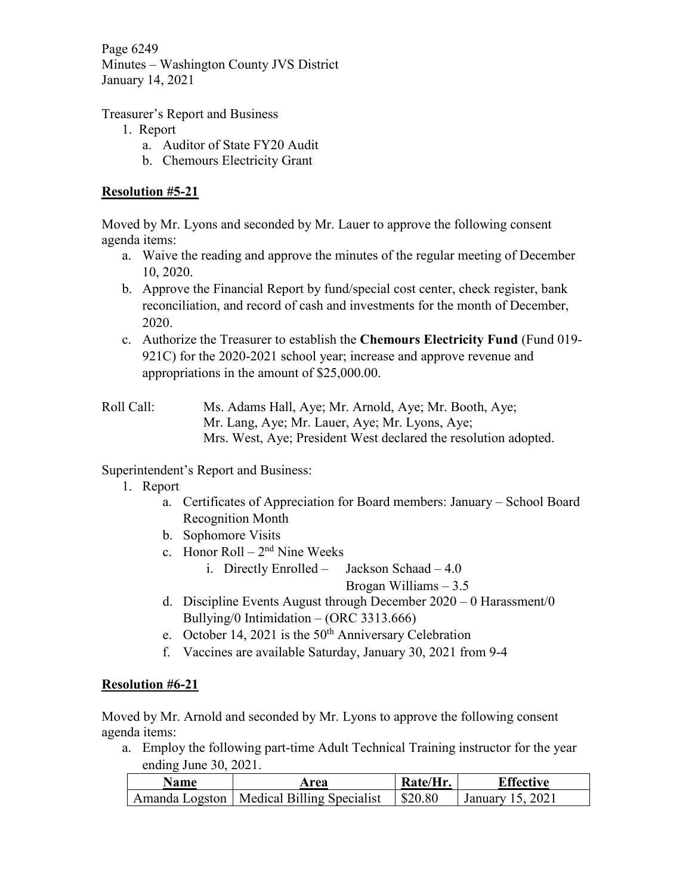Treasurer's Report and Business

1. Report
   a. Auditor of State FY20 Audit
   b. Chemours Electricity Grant

**Resolution #5-21**

Moved by Mr. Lyons and seconded by Mr. Lauer to approve the following consent agenda items:

a. Waive the reading and approve the minutes of the regular meeting of December 10, 2020.
b. Approve the Financial Report by fund/special cost center, check register, bank reconciliation, and record of cash and investments for the month of December, 2020.
c. Authorize the Treasurer to establish the **Chemours Electricity Fund** (Fund 019-921C) for the 2020-2021 school year; increase and approve revenue and appropriations in the amount of $25,000.00.

Roll Call: Ms. Adams Hall, Aye; Mr. Arnold, Aye; Mr. Booth, Aye; Mr. Lang, Aye; Mr. Lauer, Aye; Mr. Lyons, Aye; Mrs. West, Aye; President West declared the resolution adopted.

Superintendent's Report and Business:

1. Report
   a. Certificates of Appreciation for Board members: January – School Board Recognition Month
   b. Sophomore Visits
   c. Honor Roll – 2nd Nine Weeks
      i. Directly Enrolled – Jackson Schaad – 4.0
         Brogan Williams – 3.5
   d. Discipline Events August through December 2020 – 0 Harassment/0 Bullying/0 Intimidation – (ORC 3313.666)
   e. October 14, 2021 is the 50th Anniversary Celebration
   f. Vaccines are available Saturday, January 30, 2021 from 9-4

**Resolution #6-21**

Moved by Mr. Arnold and seconded by Mr. Lyons to approve the following consent agenda items:

a. Employ the following part-time Adult Technical Training instructor for the year ending June 30, 2021.

| Name | Area | Rate/Hr. | Effective |
|---|---|---|---|
| Amanda Logston | Medical Billing Specialist | $20.80 | January 15, 2021 |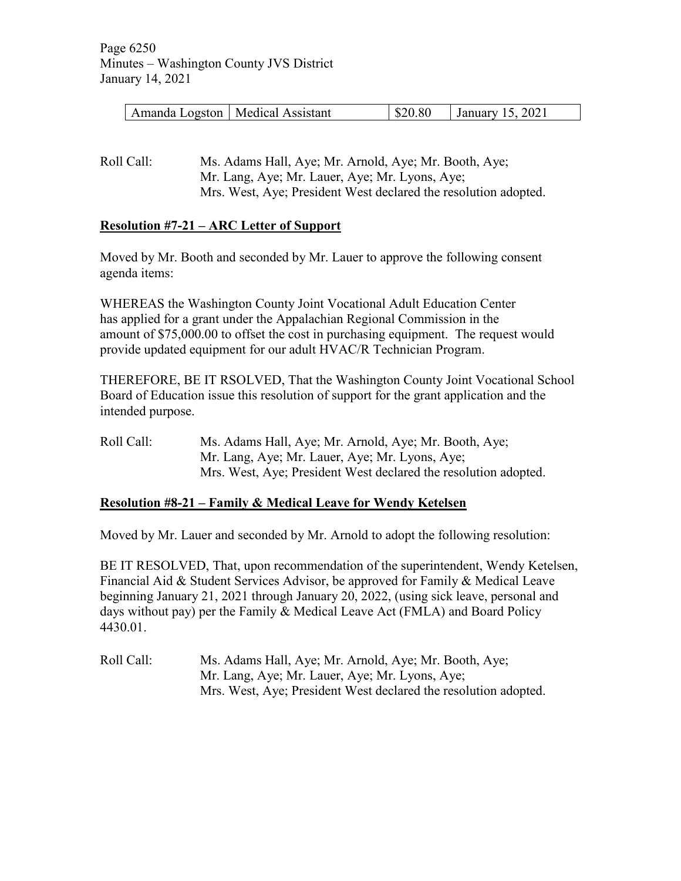| Amanda Logston | Medical Assistant | \$20.80 | January 15, 2021 |
|---|---|---|---|

Roll Call: Ms. Adams Hall, Aye; Mr. Arnold, Aye; Mr. Booth, Aye; Mr. Lang, Aye; Mr. Lauer, Aye; Mr. Lyons, Aye; Mrs. West, Aye; President West declared the resolution adopted.

## **Resolution #7-21 – ARC Letter of Support**

Moved by Mr. Booth and seconded by Mr. Lauer to approve the following consent agenda items:

WHEREAS the Washington County Joint Vocational Adult Education Center has applied for a grant under the Appalachian Regional Commission in the amount of \$75,000.00 to offset the cost in purchasing equipment. The request would provide updated equipment for our adult HVAC/R Technician Program.

THEREFORE, BE IT RSOLVED, That the Washington County Joint Vocational School Board of Education issue this resolution of support for the grant application and the intended purpose.

Roll Call: Ms. Adams Hall, Aye; Mr. Arnold, Aye; Mr. Booth, Aye; Mr. Lang, Aye; Mr. Lauer, Aye; Mr. Lyons, Aye; Mrs. West, Aye; President West declared the resolution adopted.

## **Resolution #8-21 – Family & Medical Leave for Wendy Ketelsen**

Moved by Mr. Lauer and seconded by Mr. Arnold to adopt the following resolution:

BE IT RESOLVED, That, upon recommendation of the superintendent, Wendy Ketelsen, Financial Aid & Student Services Advisor, be approved for Family & Medical Leave beginning January 21, 2021 through January 20, 2022, (using sick leave, personal and days without pay) per the Family & Medical Leave Act (FMLA) and Board Policy 4430.01.

Roll Call: Ms. Adams Hall, Aye; Mr. Arnold, Aye; Mr. Booth, Aye; Mr. Lang, Aye; Mr. Lauer, Aye; Mr. Lyons, Aye; Mrs. West, Aye; President West declared the resolution adopted.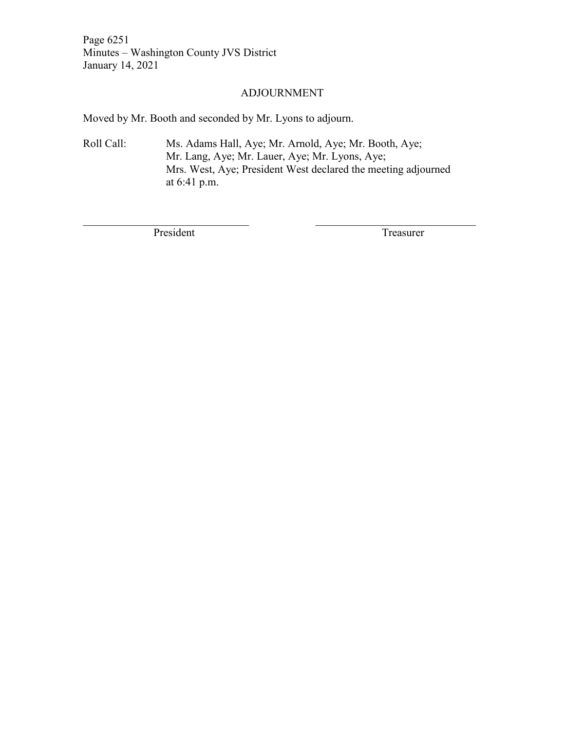## ADJOURNMENT

Moved by Mr. Booth and seconded by Mr. Lyons to adjourn.

Roll Call: Ms. Adams Hall, Aye; Mr. Arnold, Aye; Mr. Booth, Aye; Mr. Lang, Aye; Mr. Lauer, Aye; Mr. Lyons, Aye; Mrs. West, Aye; President West declared the meeting adjourned at 6:41 p.m.

______________________________ President

______________________________ Treasurer